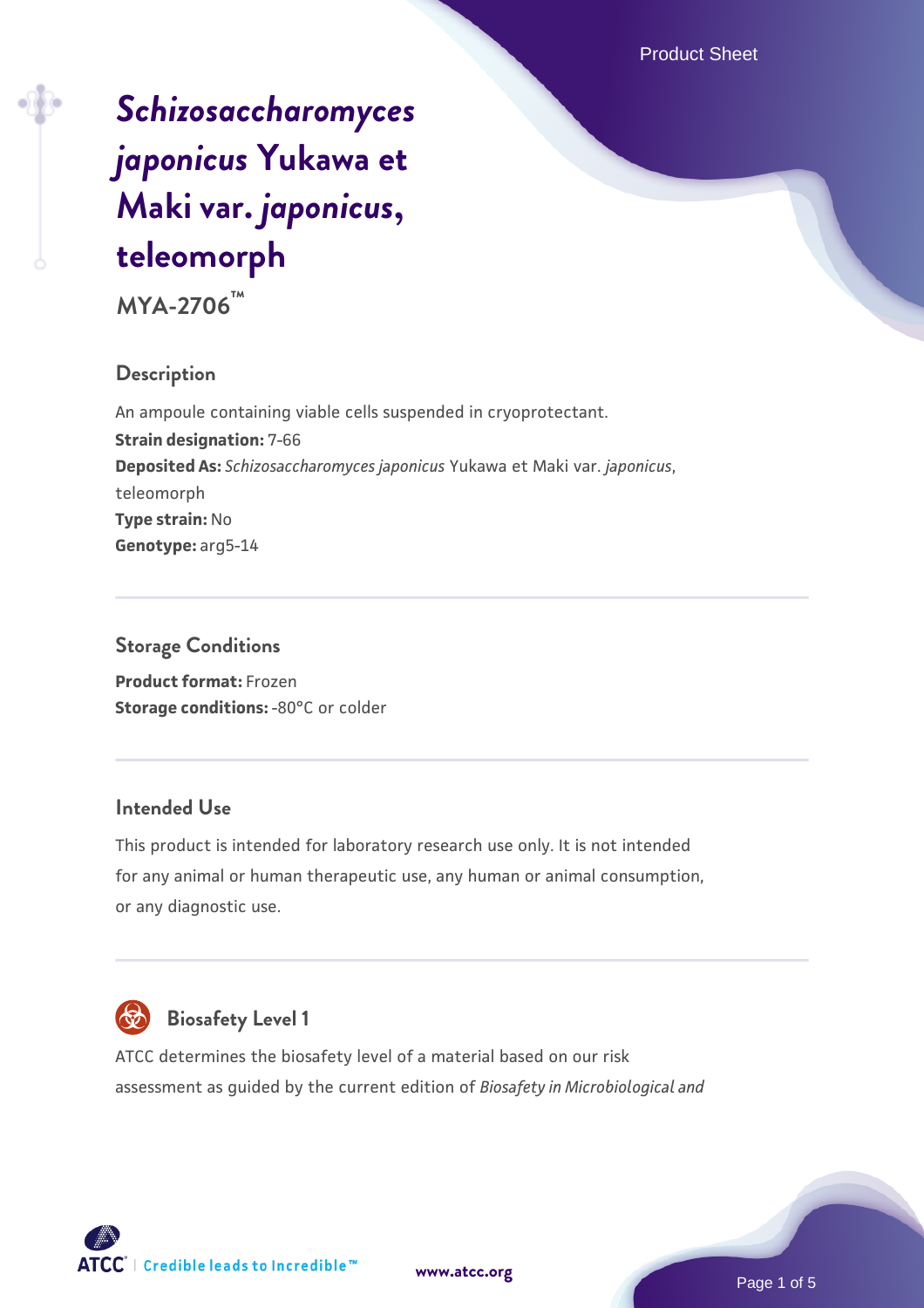# *Schizosaccharomyces japonicus* Yukawa et Maki var. *japonicus*, teleomorph

**MYA-2706™**

## Description

An ampoule containing viable cells suspended in cryoprotectant.

**Strain designation:** 7-66

**Deposited As:** *Schizosaccharomyces japonicus* Yukawa et Maki var. *japonicus*, teleomorph

**Type strain:** No

**Genotype:** arg5-14

## Storage Conditions

**Product format:** Frozen

**Storage conditions:** -80°C or colder

## Intended Use

This product is intended for laboratory research use only. It is not intended for any animal or human therapeutic use, any human or animal consumption, or any diagnostic use.

## Biosafety Level 1

ATCC determines the biosafety level of a material based on our risk assessment as guided by the current edition of *Biosafety in Microbiological and*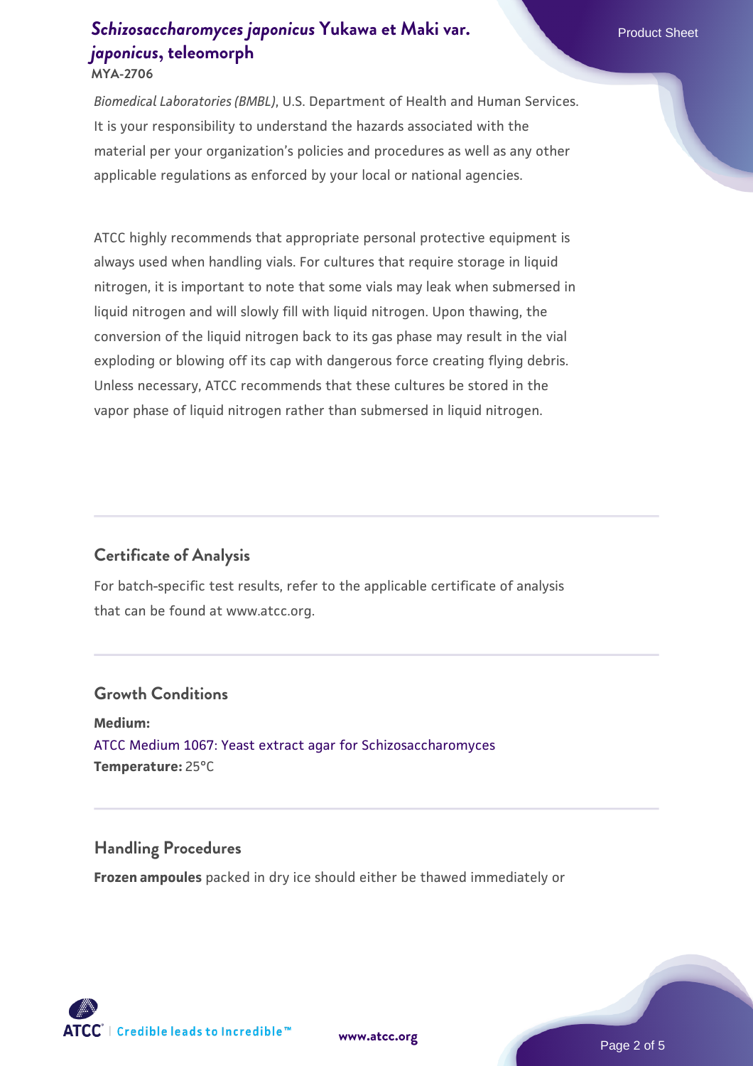*Biomedical Laboratories (BMBL)*, U.S. Department of Health and Human Services. It is your responsibility to understand the hazards associated with the material per your organization's policies and procedures as well as any other applicable regulations as enforced by your local or national agencies.

ATCC highly recommends that appropriate personal protective equipment is always used when handling vials. For cultures that require storage in liquid nitrogen, it is important to note that some vials may leak when submersed in liquid nitrogen and will slowly fill with liquid nitrogen. Upon thawing, the conversion of the liquid nitrogen back to its gas phase may result in the vial exploding or blowing off its cap with dangerous force creating flying debris. Unless necessary, ATCC recommends that these cultures be stored in the vapor phase of liquid nitrogen rather than submersed in liquid nitrogen.

## Certificate of Analysis

For batch-specific test results, refer to the applicable certificate of analysis that can be found at www.atcc.org.

## Growth Conditions

**Medium:**
ATCC Medium 1067: Yeast extract agar for Schizosaccharomyces
**Temperature:** 25°C

## Handling Procedures

**Frozen ampoules** packed in dry ice should either be thawed immediately or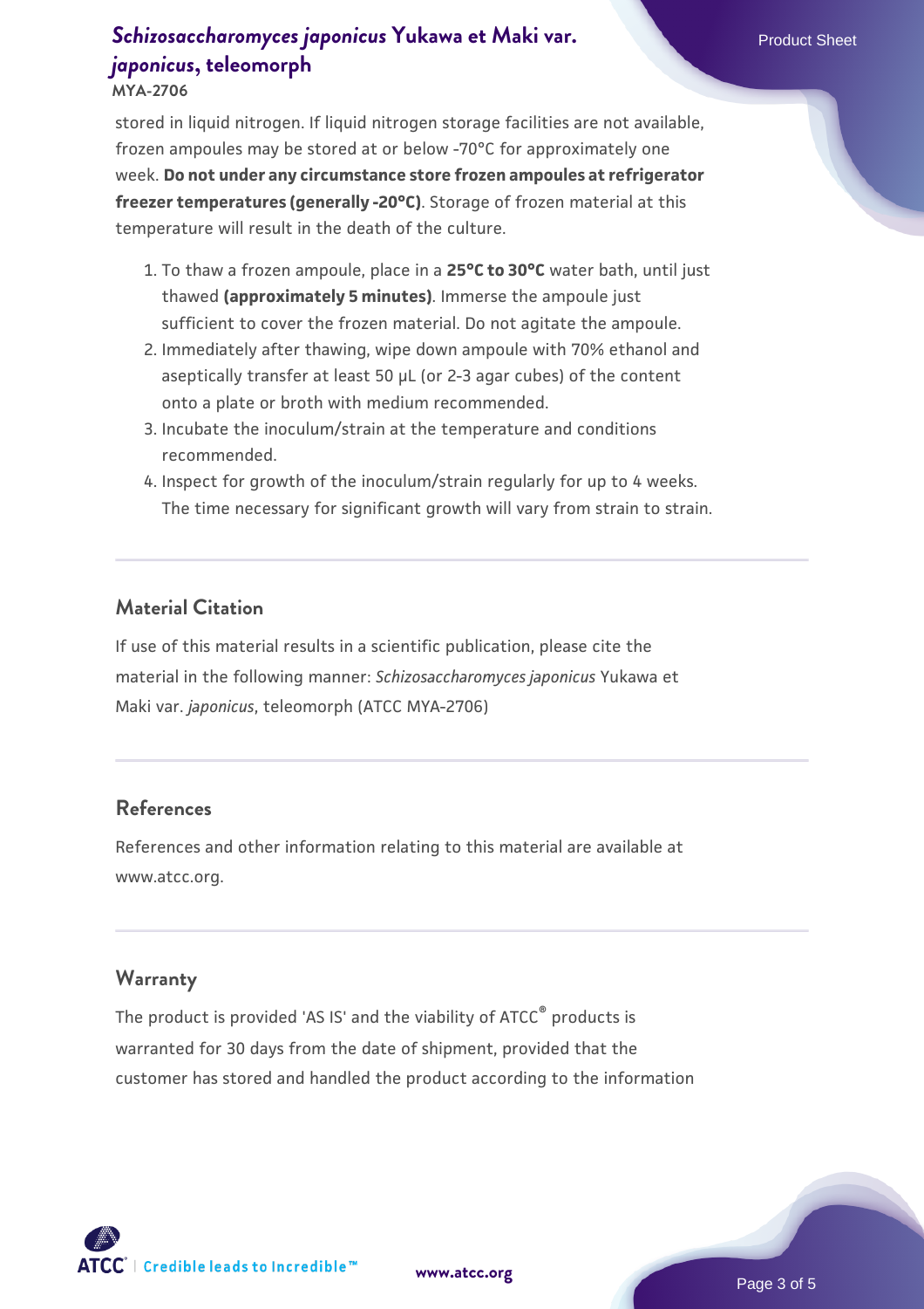stored in liquid nitrogen. If liquid nitrogen storage facilities are not available, frozen ampoules may be stored at or below -70°C for approximately one week. **Do not under any circumstance store frozen ampoules at refrigerator freezer temperatures (generally -20°C)**. Storage of frozen material at this temperature will result in the death of the culture.

1. To thaw a frozen ampoule, place in a **25°C to 30°C** water bath, until just thawed **(approximately 5 minutes)**. Immerse the ampoule just sufficient to cover the frozen material. Do not agitate the ampoule.
2. Immediately after thawing, wipe down ampoule with 70% ethanol and aseptically transfer at least 50 µL (or 2-3 agar cubes) of the content onto a plate or broth with medium recommended.
3. Incubate the inoculum/strain at the temperature and conditions recommended.
4. Inspect for growth of the inoculum/strain regularly for up to 4 weeks. The time necessary for significant growth will vary from strain to strain.

## Material Citation

If use of this material results in a scientific publication, please cite the material in the following manner: *Schizosaccharomyces japonicus* Yukawa et Maki var. *japonicus*, teleomorph (ATCC MYA-2706)

## References

References and other information relating to this material are available at www.atcc.org.

## Warranty

The product is provided 'AS IS' and the viability of ATCC® products is warranted for 30 days from the date of shipment, provided that the customer has stored and handled the product according to the information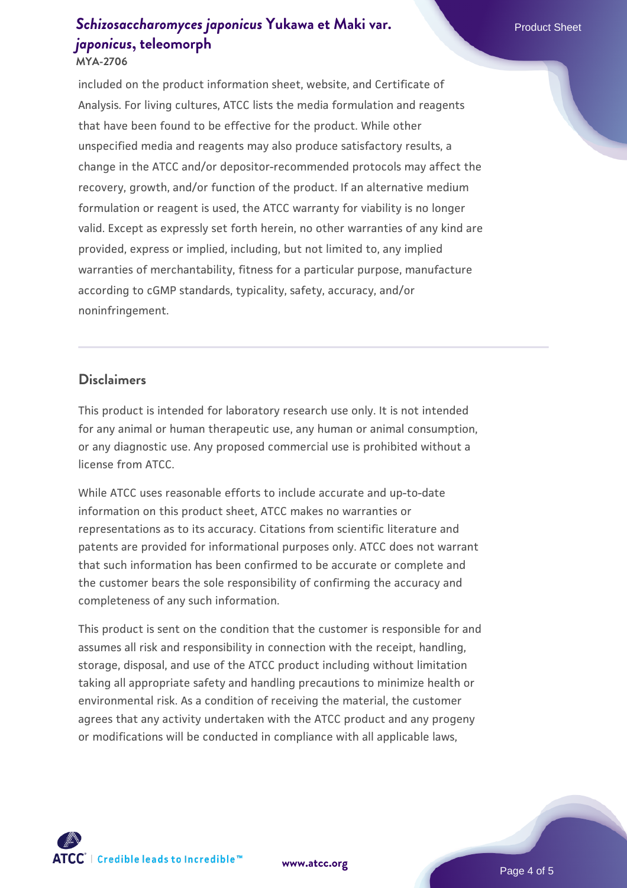included on the product information sheet, website, and Certificate of Analysis. For living cultures, ATCC lists the media formulation and reagents that have been found to be effective for the product. While other unspecified media and reagents may also produce satisfactory results, a change in the ATCC and/or depositor-recommended protocols may affect the recovery, growth, and/or function of the product. If an alternative medium formulation or reagent is used, the ATCC warranty for viability is no longer valid. Except as expressly set forth herein, no other warranties of any kind are provided, express or implied, including, but not limited to, any implied warranties of merchantability, fitness for a particular purpose, manufacture according to cGMP standards, typicality, safety, accuracy, and/or noninfringement.

## Disclaimers

This product is intended for laboratory research use only. It is not intended for any animal or human therapeutic use, any human or animal consumption, or any diagnostic use. Any proposed commercial use is prohibited without a license from ATCC.

While ATCC uses reasonable efforts to include accurate and up-to-date information on this product sheet, ATCC makes no warranties or representations as to its accuracy. Citations from scientific literature and patents are provided for informational purposes only. ATCC does not warrant that such information has been confirmed to be accurate or complete and the customer bears the sole responsibility of confirming the accuracy and completeness of any such information.

This product is sent on the condition that the customer is responsible for and assumes all risk and responsibility in connection with the receipt, handling, storage, disposal, and use of the ATCC product including without limitation taking all appropriate safety and handling precautions to minimize health or environmental risk. As a condition of receiving the material, the customer agrees that any activity undertaken with the ATCC product and any progeny or modifications will be conducted in compliance with all applicable laws,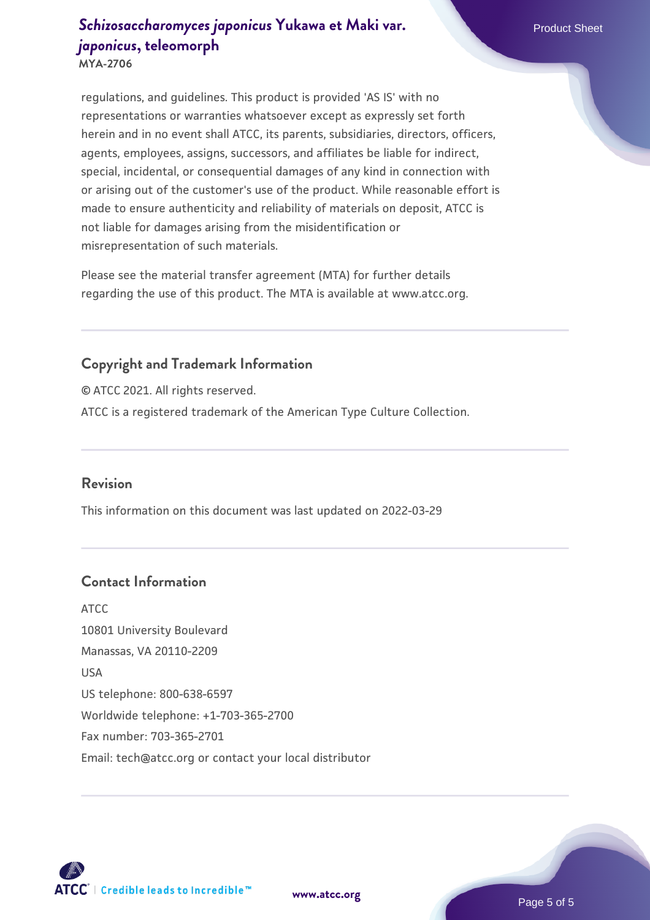regulations, and guidelines. This product is provided 'AS IS' with no representations or warranties whatsoever except as expressly set forth herein and in no event shall ATCC, its parents, subsidiaries, directors, officers, agents, employees, assigns, successors, and affiliates be liable for indirect, special, incidental, or consequential damages of any kind in connection with or arising out of the customer's use of the product. While reasonable effort is made to ensure authenticity and reliability of materials on deposit, ATCC is not liable for damages arising from the misidentification or misrepresentation of such materials.

Please see the material transfer agreement (MTA) for further details regarding the use of this product. The MTA is available at www.atcc.org.

## Copyright and Trademark Information

© ATCC 2021. All rights reserved.

ATCC is a registered trademark of the American Type Culture Collection.

## Revision

This information on this document was last updated on 2022-03-29

## Contact Information

ATCC
10801 University Boulevard
Manassas, VA 20110-2209
USA
US telephone: 800-638-6597
Worldwide telephone: +1-703-365-2700
Fax number: 703-365-2701
Email: tech@atcc.org or contact your local distributor